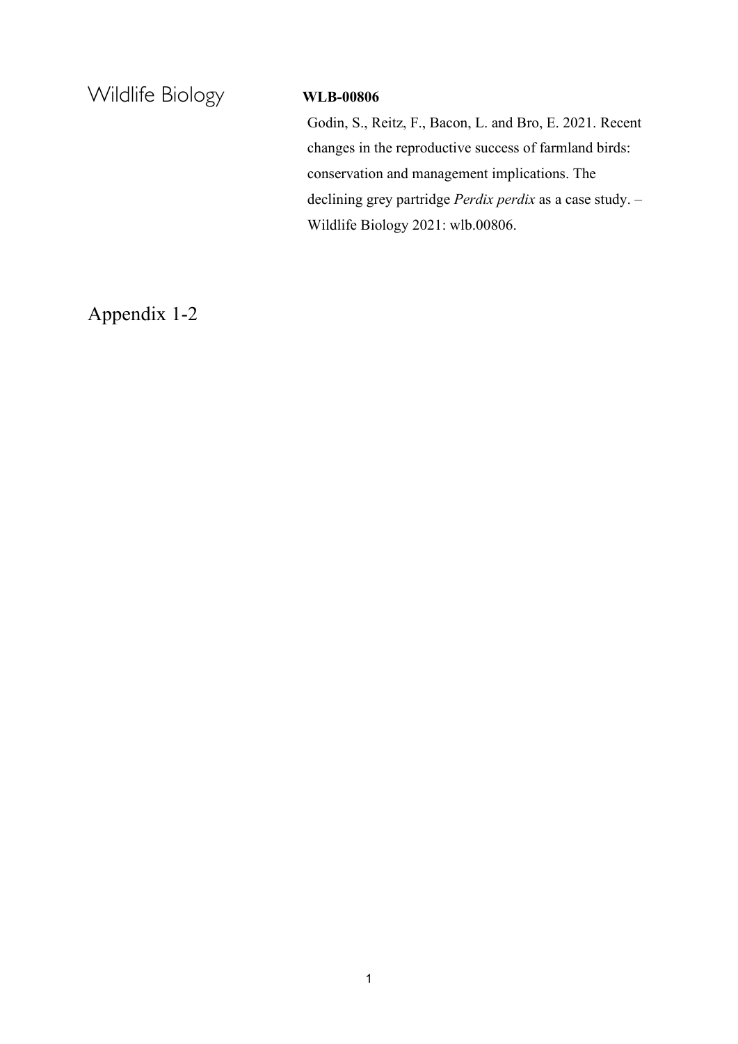Wildlife Biology

**WLB-00806**

Godin, S., Reitz, F., Bacon, L. and Bro, E. 2021. Recent changes in the reproductive success of farmland birds: conservation and management implications. The declining grey partridge *Perdix perdix* as a case study. – Wildlife Biology 2021: wlb.00806.

# Appendix 1-2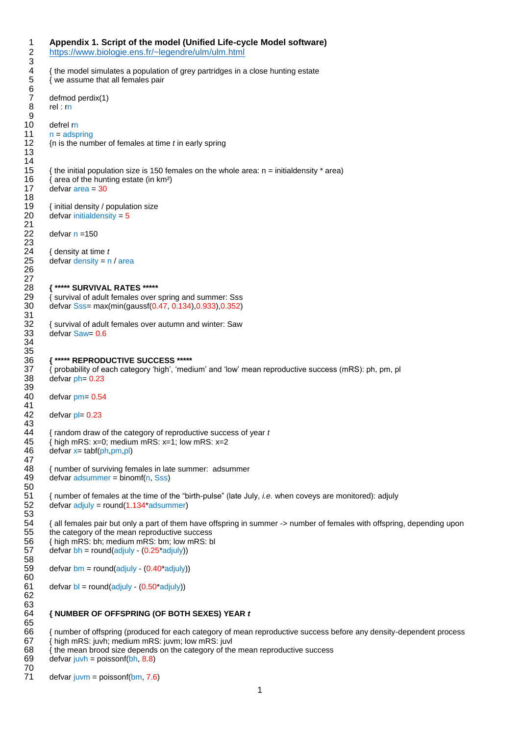**Appendix 1. Script of the model (Unified Life-cycle Model software)**

https://www.biologie.ens.fr/~legendre/ulm/ulm.html

```
{ the model simulates a population of grey partridges in a close hunting estate
{ we assume that all females pair

defmod perdix(1)
rel : rn

defrel rn
n = adspring
{n is the number of females at time t in early spring


{ the initial population size is 150 females on the whole area: n = initialdensity * area)
{ area of the hunting estate (in km²)
defvar area = 30

{ initial density / population size
defvar initialdensity = 5

defvar n =150

{ density at time t
defvar density = n / area


{ ***** SURVIVAL RATES *****
{ survival of adult females over spring and summer: Sss
defvar Sss= max(min(gaussf(0.47, 0.134),0.933),0.352)

{ survival of adult females over autumn and winter: Saw
defvar Saw= 0.6


{ ***** REPRODUCTIVE SUCCESS *****
{ probability of each category 'high', 'medium' and 'low' mean reproductive success (mRS): ph, pm, pl
defvar ph= 0.23

defvar pm= 0.54

defvar pl= 0.23

{ random draw of the category of reproductive success of year t
{ high mRS: x=0; medium mRS: x=1; low mRS: x=2
defvar x= tabf(ph,pm,pl)

{ number of surviving females in late summer:  adsummer
defvar adsummer = binomf(n, Sss)

{ number of females at the time of the "birth-pulse" (late July, i.e. when coveys are monitored): adjuly
defvar adjuly = round(1.134*adsummer)

{ all females pair but only a part of them have offspring in summer -> number of females with offspring, depending upon
the category of the mean reproductive success
{ high mRS: bh; medium mRS: bm; low mRS: bl
defvar bh = round(adjuly - (0.25*adjuly))

defvar bm = round(adjuly - (0.40*adjuly))

defvar bl = round(adjuly - (0.50*adjuly))


{ NUMBER OF OFFSPRING (OF BOTH SEXES) YEAR t

{ number of offspring (produced for each category of mean reproductive success before any density-dependent process
{ high mRS: juvh; medium mRS: juvm; low mRS: juvl
{ the mean brood size depends on the category of the mean reproductive success
defvar juvh = poissonf(bh, 8.8)

defvar juvm = poissonf(bm, 7.6)
```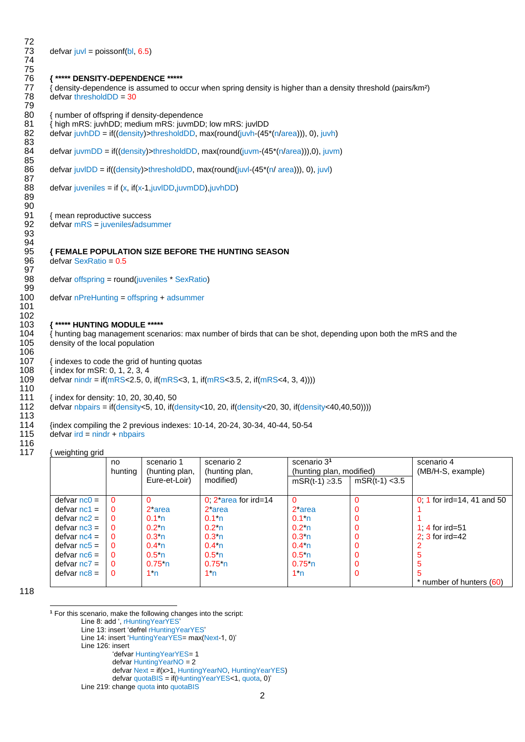```
72
73  defvar juvl = poissonf(bl, 6.5)
74
75
76  { ***** DENSITY-DEPENDENCE *****
77  { density-dependence is assumed to occur when spring density is higher than a density threshold (pairs/km²)
78  defvar thresholdDD = 30
79
80  { number of offspring if density-dependence
81  { high mRS: juvhDD; medium mRS: juvmDD; low mRS: juvlDD
82  defvar juvhDD = if((density)>thresholdDD, max(round(juvh-(45*(n/area))), 0), juvh)
83
84  defvar juvmDD = if((density)>thresholdDD, max(round(juvm-(45*(n/area))),0), juvm)
85
86  defvar juvlDD = if((density)>thresholdDD, max(round(juvl-(45*(n/ area))), 0), juvl)
87
88  defvar juveniles = if (x, if(x-1,juvlDD,juvmDD),juvhDD)
89
90
91  { mean reproductive success
92  defvar mRS = juveniles/adsummer
93
94
95  { FEMALE POPULATION SIZE BEFORE THE HUNTING SEASON
96  defvar SexRatio = 0.5
97
98  defvar offspring = round(juveniles * SexRatio)
99
100 defvar nPreHunting = offspring + adsummer
101
102
103 { ***** HUNTING MODULE *****
104 { hunting bag management scenarios: max number of birds that can be shot, depending upon both the mRS and the
105 density of the local population
106
107 { indexes to code the grid of hunting quotas
108 { index for mSR: 0, 1, 2, 3, 4
109 defvar nindr = if(mRS<2.5, 0, if(mRS<3, 1, if(mRS<3.5, 2, if(mRS<4, 3, 4))))
110
111 { index for density: 10, 20, 30,40, 50
112 defvar nbpairs = if(density<5, 10, if(density<10, 20, if(density<20, 30, if(density<40,40,50))))
113
114 {index compiling the 2 previous indexes: 10-14, 20-24, 30-34, 40-44, 50-54
115 defvar ird = nindr + nbpairs
116
117 { weighting grid
```

| | no hunting | scenario 1 (hunting plan, Eure-et-Loir) | scenario 2 (hunting plan, modified) | scenario 3[1] (hunting plan, modified) | | scenario 4 (MB/H-S, example) |
|---|---|---|---|---|---|---|
| | | | | mSR(t-1) ≥3.5 | mSR(t-1) <3.5 | |
| defvar nc0 = | 0 | 0 | 0; 2*area for ird=14 | 0 | 0 | 0; 1 for ird=14, 41 and 50 |
| defvar nc1 = | 0 | 2*area | 2*area | 2*area | 0 | 1 |
| defvar nc2 = | 0 | 0.1*n | 0.1*n | 0.1*n | 0 | 1 |
| defvar nc3 = | 0 | 0.2*n | 0.2*n | 0.2*n | 0 | 1; 4 for ird=51 |
| defvar nc4 = | 0 | 0.3*n | 0.3*n | 0.3*n | 0 | 2; 3 for ird=42 |
| defvar nc5 = | 0 | 0.4*n | 0.4*n | 0.4*n | 0 | 2 |
| defvar nc6 = | 0 | 0.5*n | 0.5*n | 0.5*n | 0 | 5 |
| defvar nc7 = | 0 | 0.75*n | 0.75*n | 0.75*n | 0 | 5 |
| defvar nc8 = | 0 | 1*n | 1*n | 1*n | 0 | 5 |
| | | | | | | * number of hunters (60) |

118

[1] For this scenario, make the following changes into the script:
Line 8: add ‘, rHuntingYearYES’
Line 13: insert ‘defrel rHuntingYearYES’
Line 14: insert ‘HuntingYearYES= max(Next-1, 0)’
Line 126: insert
‘defvar HuntingYearYES= 1
defvar HuntingYearNO = 2
defvar Next = if(x>1, HuntingYearNO, HuntingYearYES)
defvar quotaBIS = if(HuntingYearYES<1, quota, 0)’
Line 219: change quota into quotaBIS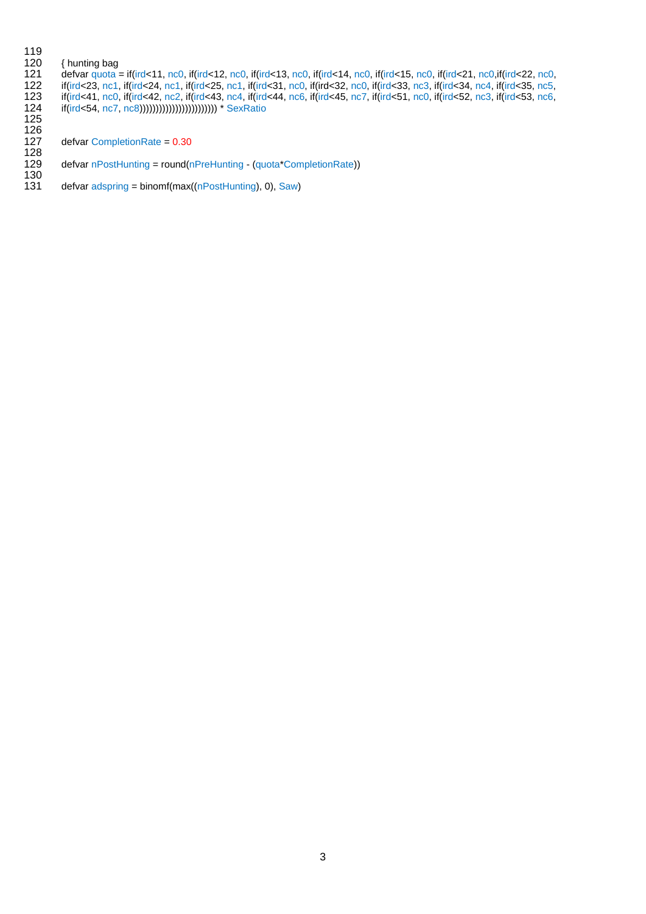```
119
120    { hunting bag
121    defvar quota = if(ird<11, nc0, if(ird<12, nc0, if(ird<13, nc0, if(ird<14, nc0, if(ird<15, nc0, if(ird<21, nc0,if(ird<22, nc0,
122    if(ird<23, nc1, if(ird<24, nc1, if(ird<25, nc1, if(ird<31, nc0, if(ird<32, nc0, if(ird<33, nc3, if(ird<34, nc4, if(ird<35, nc5,
123    if(ird<41, nc0, if(ird<42, nc2, if(ird<43, nc4, if(ird<44, nc6, if(ird<45, nc7, if(ird<51, nc0, if(ird<52, nc3, if(ird<53, nc6,
124    if(ird<54, nc7, nc8)))))))))))))))))))))))) * SexRatio
125
126
127    defvar CompletionRate = 0.30
128
129    defvar nPostHunting = round(nPreHunting - (quota*CompletionRate))
130
131    defvar adspring = binomf(max((nPostHunting), 0), Saw)
```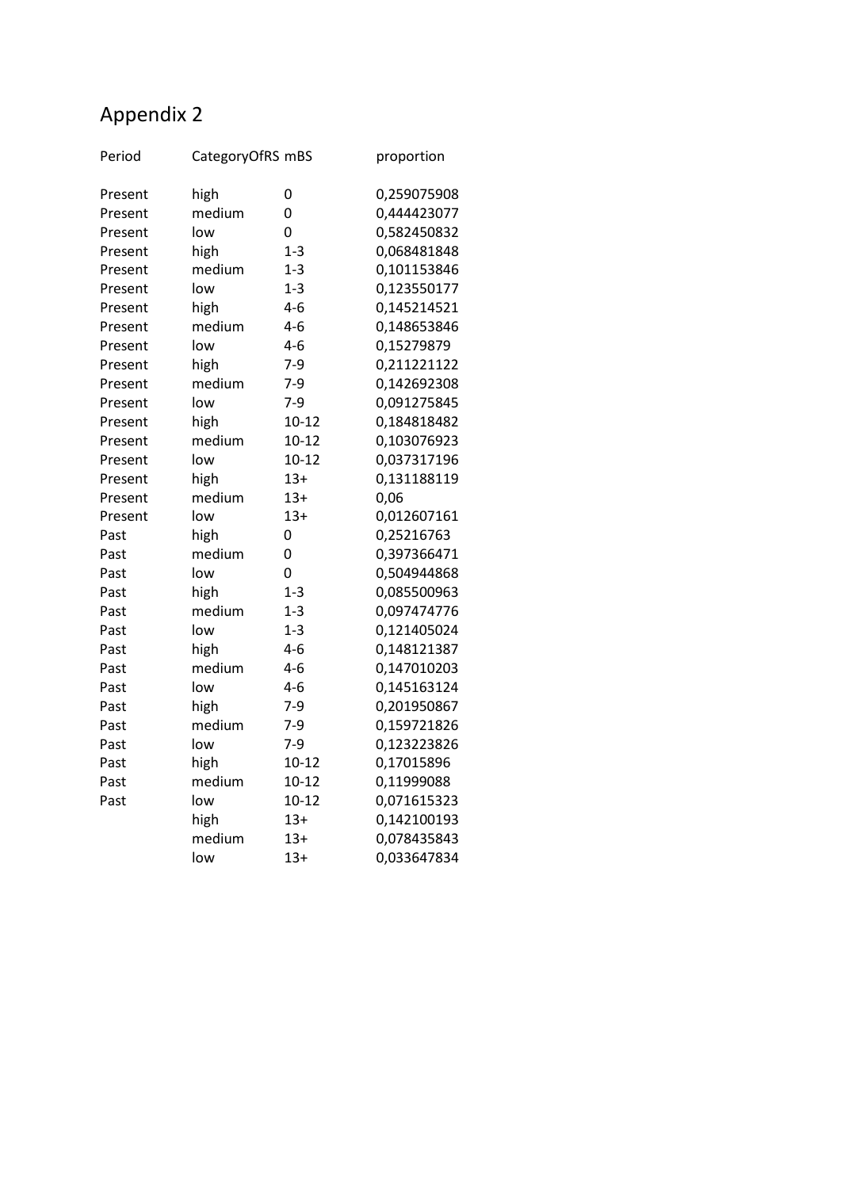# Appendix 2

| Period | CategoryOfRS | mBS | proportion |
|---|---|---|---|
| Present | high | 0 | 0,259075908 |
| Present | medium | 0 | 0,444423077 |
| Present | low | 0 | 0,582450832 |
| Present | high | 1-3 | 0,068481848 |
| Present | medium | 1-3 | 0,101153846 |
| Present | low | 1-3 | 0,123550177 |
| Present | high | 4-6 | 0,145214521 |
| Present | medium | 4-6 | 0,148653846 |
| Present | low | 4-6 | 0,15279879 |
| Present | high | 7-9 | 0,211221122 |
| Present | medium | 7-9 | 0,142692308 |
| Present | low | 7-9 | 0,091275845 |
| Present | high | 10-12 | 0,184818482 |
| Present | medium | 10-12 | 0,103076923 |
| Present | low | 10-12 | 0,037317196 |
| Present | high | 13+ | 0,131188119 |
| Present | medium | 13+ | 0,06 |
| Present | low | 13+ | 0,012607161 |
| Past | high | 0 | 0,25216763 |
| Past | medium | 0 | 0,397366471 |
| Past | low | 0 | 0,504944868 |
| Past | high | 1-3 | 0,085500963 |
| Past | medium | 1-3 | 0,097474776 |
| Past | low | 1-3 | 0,121405024 |
| Past | high | 4-6 | 0,148121387 |
| Past | medium | 4-6 | 0,147010203 |
| Past | low | 4-6 | 0,145163124 |
| Past | high | 7-9 | 0,201950867 |
| Past | medium | 7-9 | 0,159721826 |
| Past | low | 7-9 | 0,123223826 |
| Past | high | 10-12 | 0,17015896 |
| Past | medium | 10-12 | 0,11999088 |
| Past | low | 10-12 | 0,071615323 |
| | high | 13+ | 0,142100193 |
| | medium | 13+ | 0,078435843 |
| | low | 13+ | 0,033647834 |